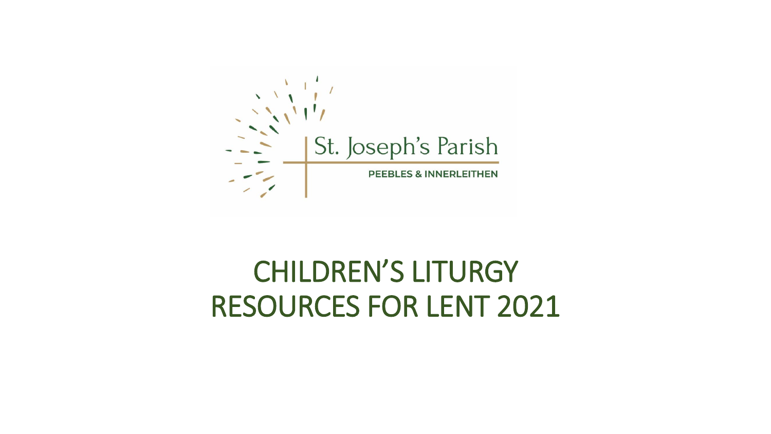St. Joseph's Parish

PEEBLES & INNERLEITHEN

# CHILDREN'S LITURGY RESOURCES FOR LENT 2021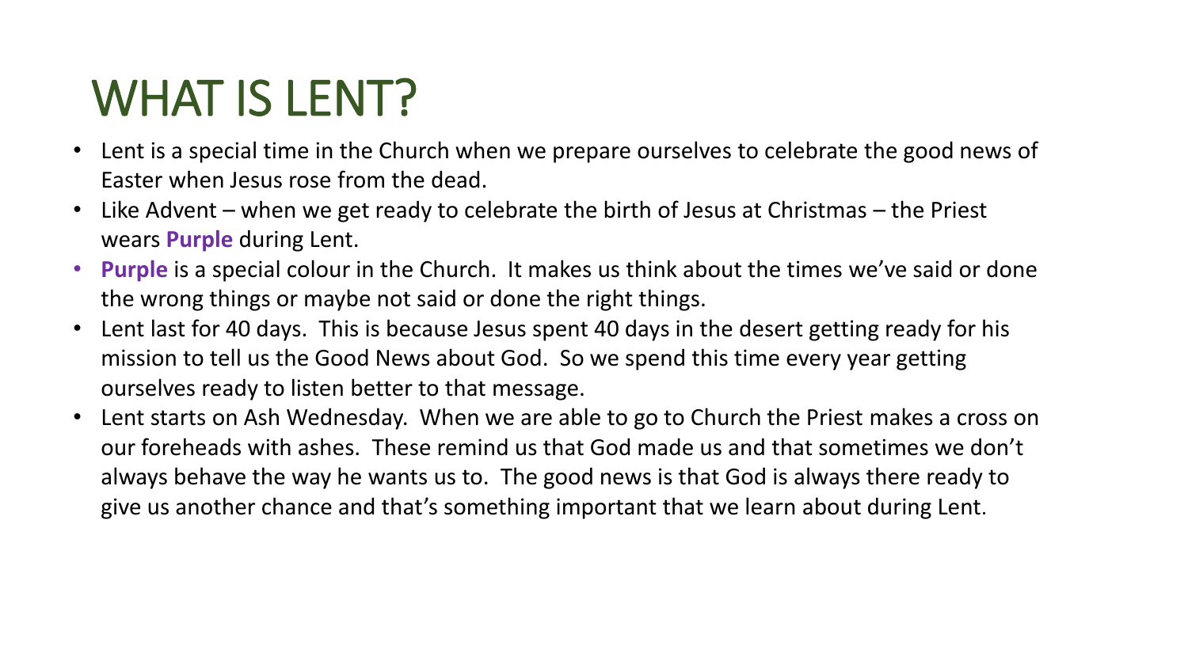# WHAT IS LENT?

- Lent is a special time in the Church when we prepare ourselves to celebrate the good news of Easter when Jesus rose from the dead.
- Like Advent – when we get ready to celebrate the birth of Jesus at Christmas – the Priest wears **Purple** during Lent.
- **Purple** is a special colour in the Church. It makes us think about the times we've said or done the wrong things or maybe not said or done the right things.
- Lent last for 40 days. This is because Jesus spent 40 days in the desert getting ready for his mission to tell us the Good News about God. So we spend this time every year getting ourselves ready to listen better to that message.
- Lent starts on Ash Wednesday. When we are able to go to Church the Priest makes a cross on our foreheads with ashes. These remind us that God made us and that sometimes we don't always behave the way he wants us to. The good news is that God is always there ready to give us another chance and that's something important that we learn about during Lent.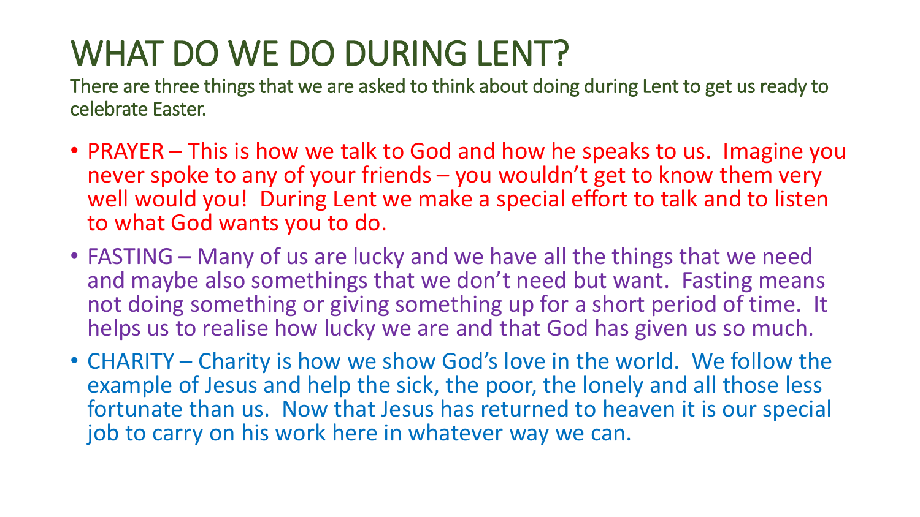# WHAT DO WE DO DURING LENT?

There are three things that we are asked to think about doing during Lent to get us ready to celebrate Easter.

- PRAYER – This is how we talk to God and how he speaks to us. Imagine you never spoke to any of your friends – you wouldn't get to know them very well would you! During Lent we make a special effort to talk and to listen to what God wants you to do.
- FASTING – Many of us are lucky and we have all the things that we need and maybe also somethings that we don't need but want. Fasting means not doing something or giving something up for a short period of time. It helps us to realise how lucky we are and that God has given us so much.
- CHARITY – Charity is how we show God's love in the world. We follow the example of Jesus and help the sick, the poor, the lonely and all those less fortunate than us. Now that Jesus has returned to heaven it is our special job to carry on his work here in whatever way we can.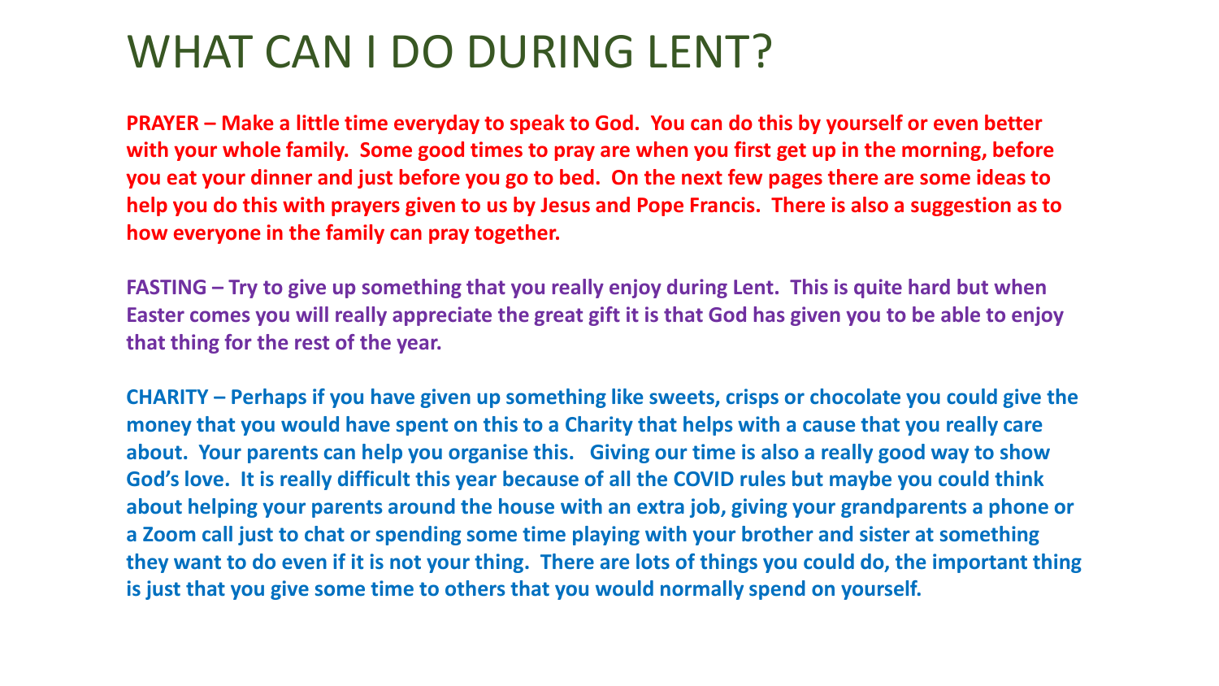# WHAT CAN I DO DURING LENT?

**PRAYER – Make a little time everyday to speak to God. You can do this by yourself or even better with your whole family. Some good times to pray are when you first get up in the morning, before you eat your dinner and just before you go to bed. On the next few pages there are some ideas to help you do this with prayers given to us by Jesus and Pope Francis. There is also a suggestion as to how everyone in the family can pray together.**

**FASTING – Try to give up something that you really enjoy during Lent. This is quite hard but when Easter comes you will really appreciate the great gift it is that God has given you to be able to enjoy that thing for the rest of the year.**

**CHARITY – Perhaps if you have given up something like sweets, crisps or chocolate you could give the money that you would have spent on this to a Charity that helps with a cause that you really care about. Your parents can help you organise this. Giving our time is also a really good way to show God's love. It is really difficult this year because of all the COVID rules but maybe you could think about helping your parents around the house with an extra job, giving your grandparents a phone or a Zoom call just to chat or spending some time playing with your brother and sister at something they want to do even if it is not your thing. There are lots of things you could do, the important thing is just that you give some time to others that you would normally spend on yourself.**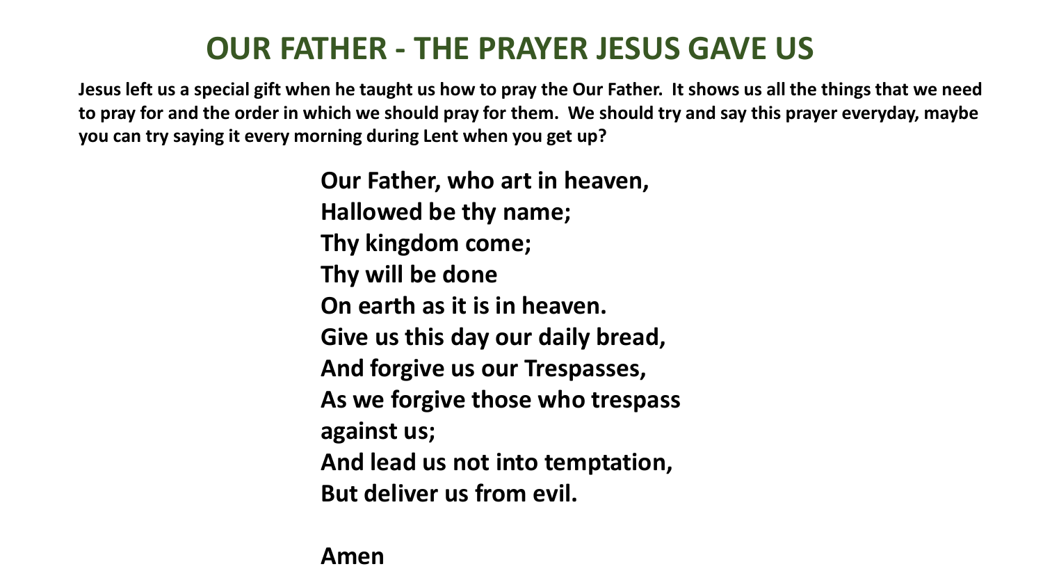# OUR FATHER - THE PRAYER JESUS GAVE US

**Jesus left us a special gift when he taught us how to pray the Our Father. It shows us all the things that we need to pray for and the order in which we should pray for them. We should try and say this prayer everyday, maybe you can try saying it every morning during Lent when you get up?**

**Our Father, who art in heaven,**
**Hallowed be thy name;**
**Thy kingdom come;**
**Thy will be done**
**On earth as it is in heaven.**
**Give us this day our daily bread,**
**And forgive us our Trespasses,**
**As we forgive those who trespass**
**against us;**
**And lead us not into temptation,**
**But deliver us from evil.**

**Amen**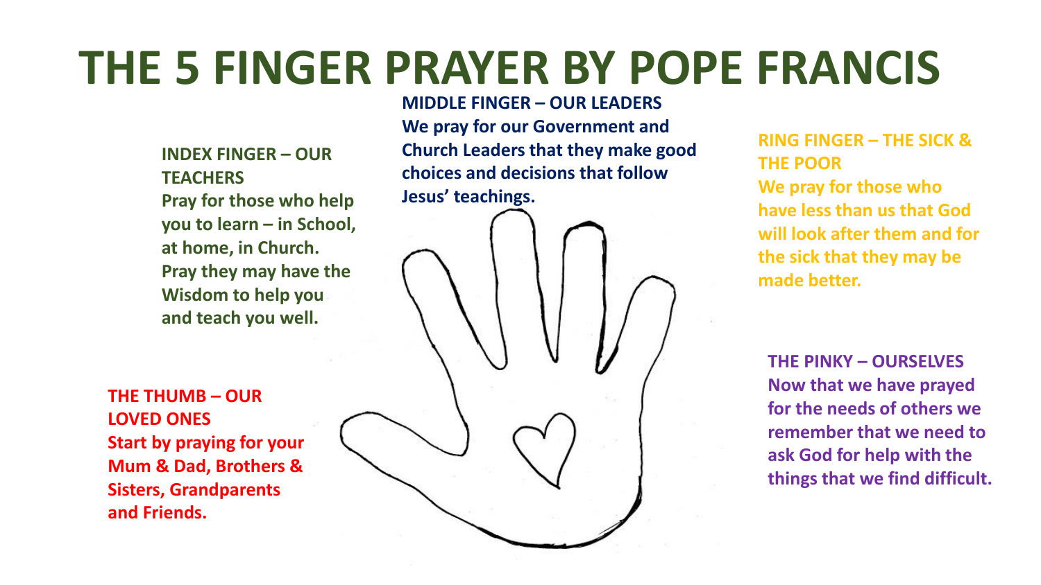# THE 5 FINGER PRAYER BY POPE FRANCIS

**THE THUMB – OUR LOVED ONES**
**Start by praying for your Mum & Dad, Brothers & Sisters, Grandparents and Friends.**

**INDEX FINGER – OUR TEACHERS**
**Pray for those who help you to learn – in School, at home, in Church. Pray they may have the Wisdom to help you and teach you well.**

**MIDDLE FINGER – OUR LEADERS**
**We pray for our Government and Church Leaders that they make good choices and decisions that follow Jesus' teachings.**

**RING FINGER – THE SICK & THE POOR**
**We pray for those who have less than us that God will look after them and for the sick that they may be made better.**

**THE PINKY – OURSELVES**
**Now that we have prayed for the needs of others we remember that we need to ask God for help with the things that we find difficult.**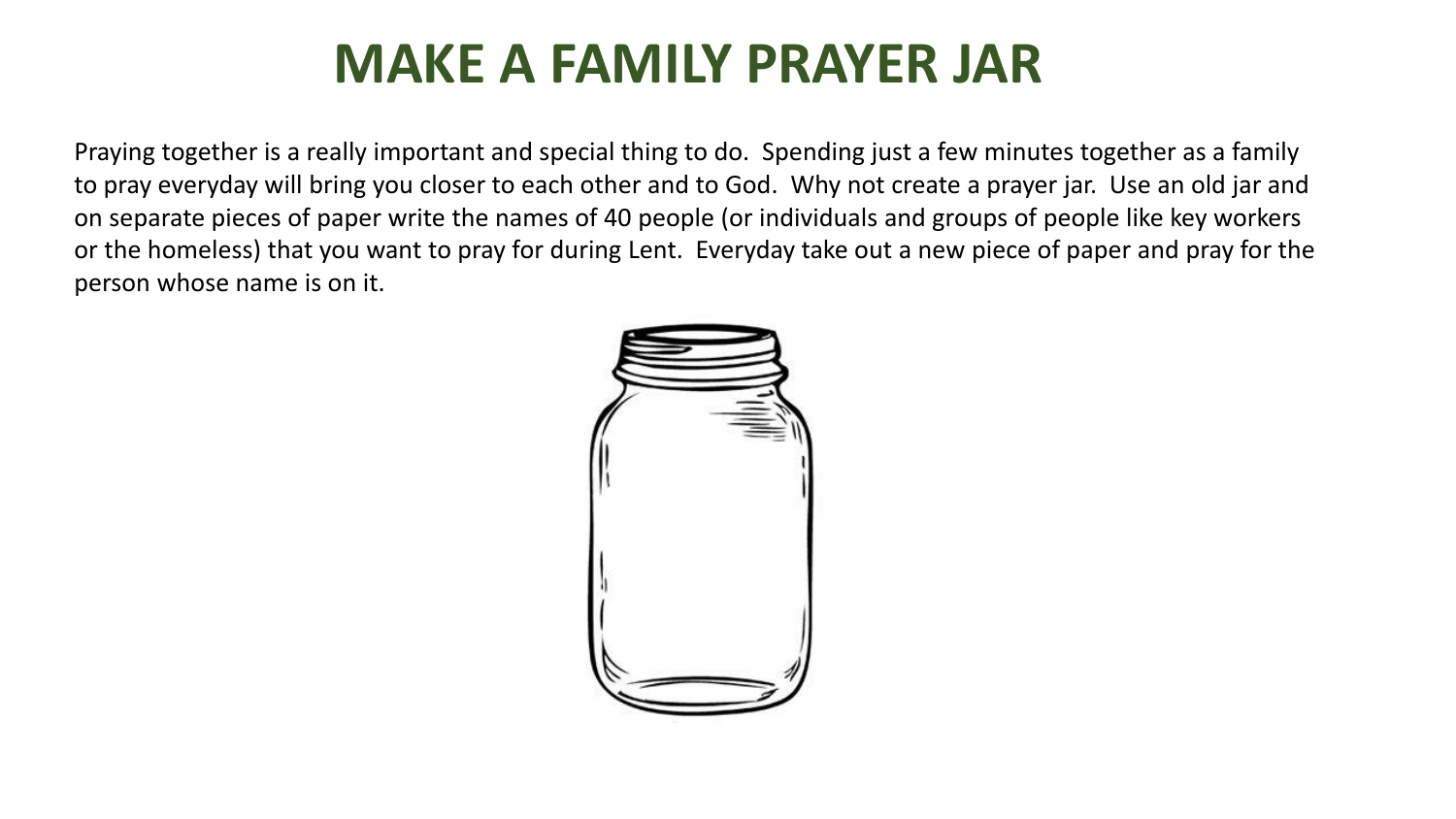# MAKE A FAMILY PRAYER JAR

Praying together is a really important and special thing to do. Spending just a few minutes together as a family to pray everyday will bring you closer to each other and to God. Why not create a prayer jar. Use an old jar and on separate pieces of paper write the names of 40 people (or individuals and groups of people like key workers or the homeless) that you want to pray for during Lent. Everyday take out a new piece of paper and pray for the person whose name is on it.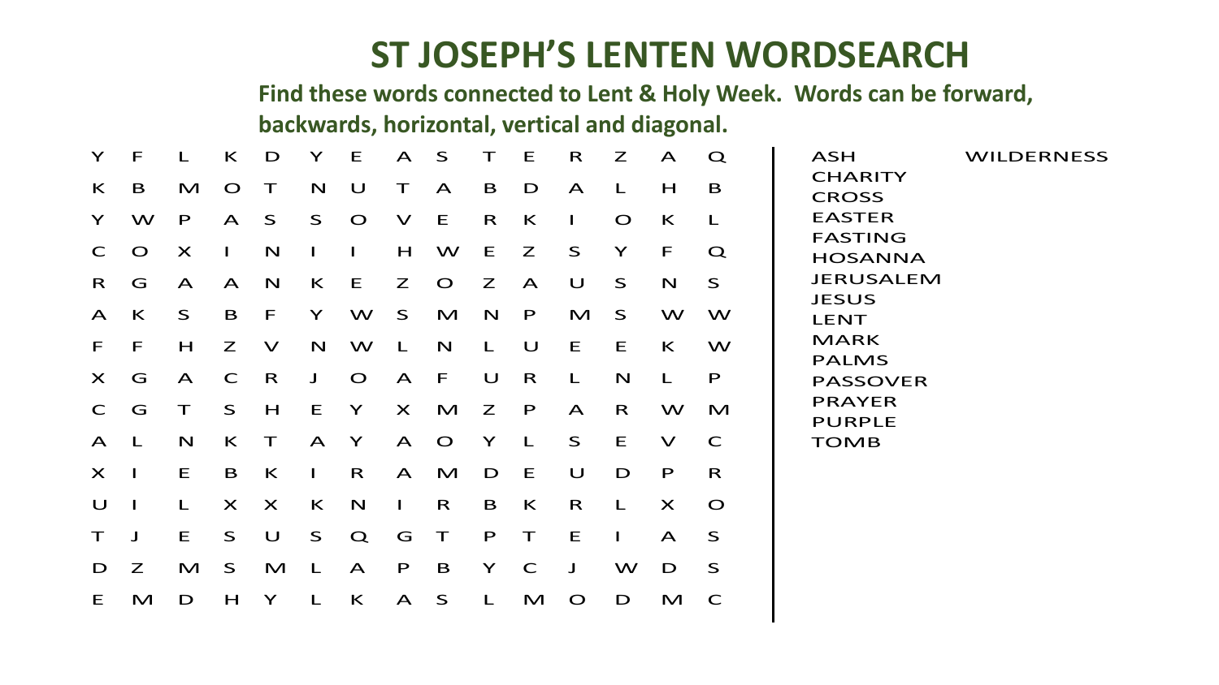# ST JOSEPH'S LENTEN WORDSEARCH

**Find these words connected to Lent & Holy Week. Words can be forward, backwards, horizontal, vertical and diagonal.**

| | | | | | | | | | | | | | | |
|---|---|---|---|---|---|---|---|---|---|---|---|---|---|---|
| Y | F | L | K | D | Y | E | A | S | T | E | R | Z | A | Q |
| K | B | M | O | T | N | U | T | A | B | D | A | L | H | B |
| Y | W | P | A | S | S | O | V | E | R | K | I | O | K | L |
| C | O | X | I | N | I | I | H | W | E | Z | S | Y | F | Q |
| R | G | A | A | N | K | E | Z | O | Z | A | U | S | N | S |
| A | K | S | B | F | Y | W | S | M | N | P | M | S | W | W |
| F | F | H | Z | V | N | W | L | N | L | U | E | E | K | W |
| X | G | A | C | R | J | O | A | F | U | R | L | N | L | P |
| C | G | T | S | H | E | Y | X | M | Z | P | A | R | W | M |
| A | L | N | K | T | A | Y | A | O | Y | L | S | E | V | C |
| X | I | E | B | K | I | R | A | M | D | E | U | D | P | R |
| U | I | L | X | X | K | N | I | R | B | K | R | L | X | O |
| T | J | E | S | U | S | Q | G | T | P | T | E | I | A | S |
| D | Z | M | S | M | L | A | P | B | Y | C | J | W | D | S |
| E | M | D | H | Y | L | K | A | S | L | M | O | D | M | C |

ASH
CHARITY
CROSS
EASTER
FASTING
HOSANNA
JERUSALEM
JESUS
LENT
MARK
PALMS
PASSOVER
PRAYER
PURPLE
TOMB
WILDERNESS